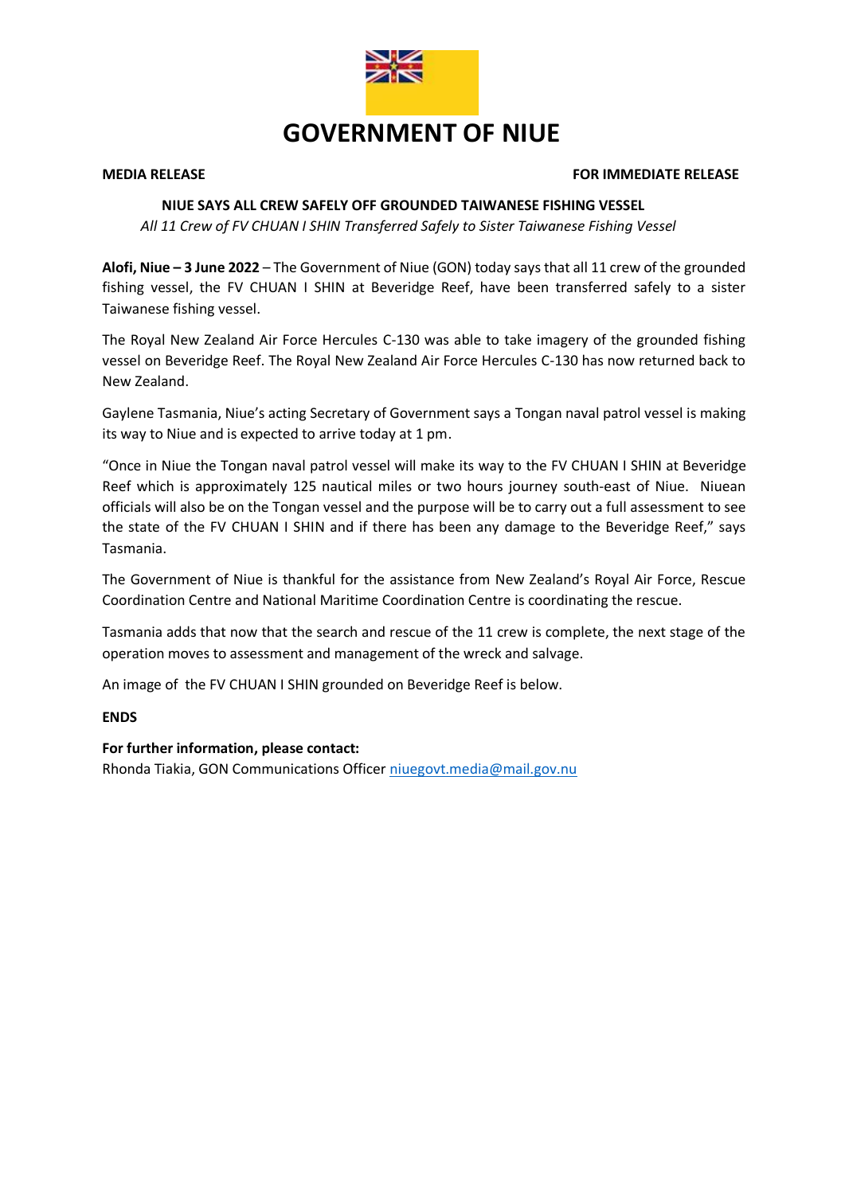# GOVERNMENT OF NIUE

**MEDIA RELEASE** **FOR IMMEDIATE RELEASE**

## NIUE SAYS ALL CREW SAFELY OFF GROUNDED TAIWANESE FISHING VESSEL

*All 11 Crew of FV CHUAN I SHIN Transferred Safely to Sister Taiwanese Fishing Vessel*

**Alofi, Niue – 3 June 2022** – The Government of Niue (GON) today says that all 11 crew of the grounded fishing vessel, the FV CHUAN I SHIN at Beveridge Reef, have been transferred safely to a sister Taiwanese fishing vessel.

The Royal New Zealand Air Force Hercules C-130 was able to take imagery of the grounded fishing vessel on Beveridge Reef. The Royal New Zealand Air Force Hercules C-130 has now returned back to New Zealand.

Gaylene Tasmania, Niue's acting Secretary of Government says a Tongan naval patrol vessel is making its way to Niue and is expected to arrive today at 1 pm.

"Once in Niue the Tongan naval patrol vessel will make its way to the FV CHUAN I SHIN at Beveridge Reef which is approximately 125 nautical miles or two hours journey south-east of Niue. Niuean officials will also be on the Tongan vessel and the purpose will be to carry out a full assessment to see the state of the FV CHUAN I SHIN and if there has been any damage to the Beveridge Reef," says Tasmania.

The Government of Niue is thankful for the assistance from New Zealand's Royal Air Force, Rescue Coordination Centre and National Maritime Coordination Centre is coordinating the rescue.

Tasmania adds that now that the search and rescue of the 11 crew is complete, the next stage of the operation moves to assessment and management of the wreck and salvage.

An image of the FV CHUAN I SHIN grounded on Beveridge Reef is below.

**ENDS**

**For further information, please contact:**
Rhonda Tiakia, GON Communications Officer niuegovt.media@mail.gov.nu